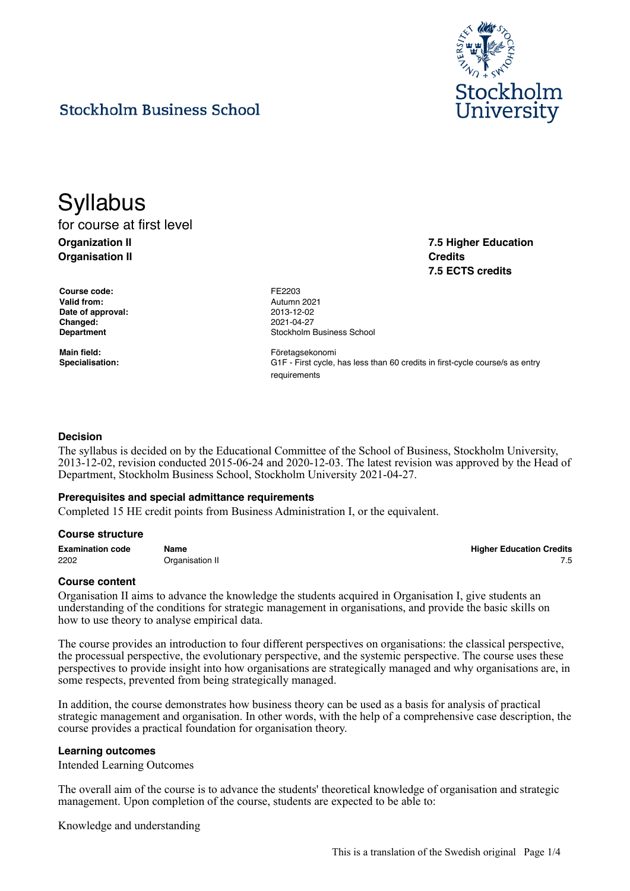Stockholm Business School

Stockholm University

# Syllabus

for course at first level

**Organization II**
**Organisation II**

**7.5 Higher Education Credits**
**7.5 ECTS credits**

| | |
|---|---|
| **Course code:** | FE2203 |
| **Valid from:** | Autumn 2021 |
| **Date of approval:** | 2013-12-02 |
| **Changed:** | 2021-04-27 |
| **Department** | Stockholm Business School |
| **Main field:** | Företagsekonomi |
| **Specialisation:** | G1F - First cycle, has less than 60 credits in first-cycle course/s as entry requirements |

### Decision

The syllabus is decided on by the Educational Committee of the School of Business, Stockholm University, 2013-12-02, revision conducted 2015-06-24 and 2020-12-03. The latest revision was approved by the Head of Department, Stockholm Business School, Stockholm University 2021-04-27.

### Prerequisites and special admittance requirements

Completed 15 HE credit points from Business Administration I, or the equivalent.

### Course structure

| Examination code | Name | Higher Education Credits |
|---|---|---|
| 2202 | Organisation II | 7.5 |

### Course content

Organisation II aims to advance the knowledge the students acquired in Organisation I, give students an understanding of the conditions for strategic management in organisations, and provide the basic skills on how to use theory to analyse empirical data.

The course provides an introduction to four different perspectives on organisations: the classical perspective, the processual perspective, the evolutionary perspective, and the systemic perspective. The course uses these perspectives to provide insight into how organisations are strategically managed and why organisations are, in some respects, prevented from being strategically managed.

In addition, the course demonstrates how business theory can be used as a basis for analysis of practical strategic management and organisation. In other words, with the help of a comprehensive case description, the course provides a practical foundation for organisation theory.

### Learning outcomes

Intended Learning Outcomes

The overall aim of the course is to advance the students' theoretical knowledge of organisation and strategic management. Upon completion of the course, students are expected to be able to:

Knowledge and understanding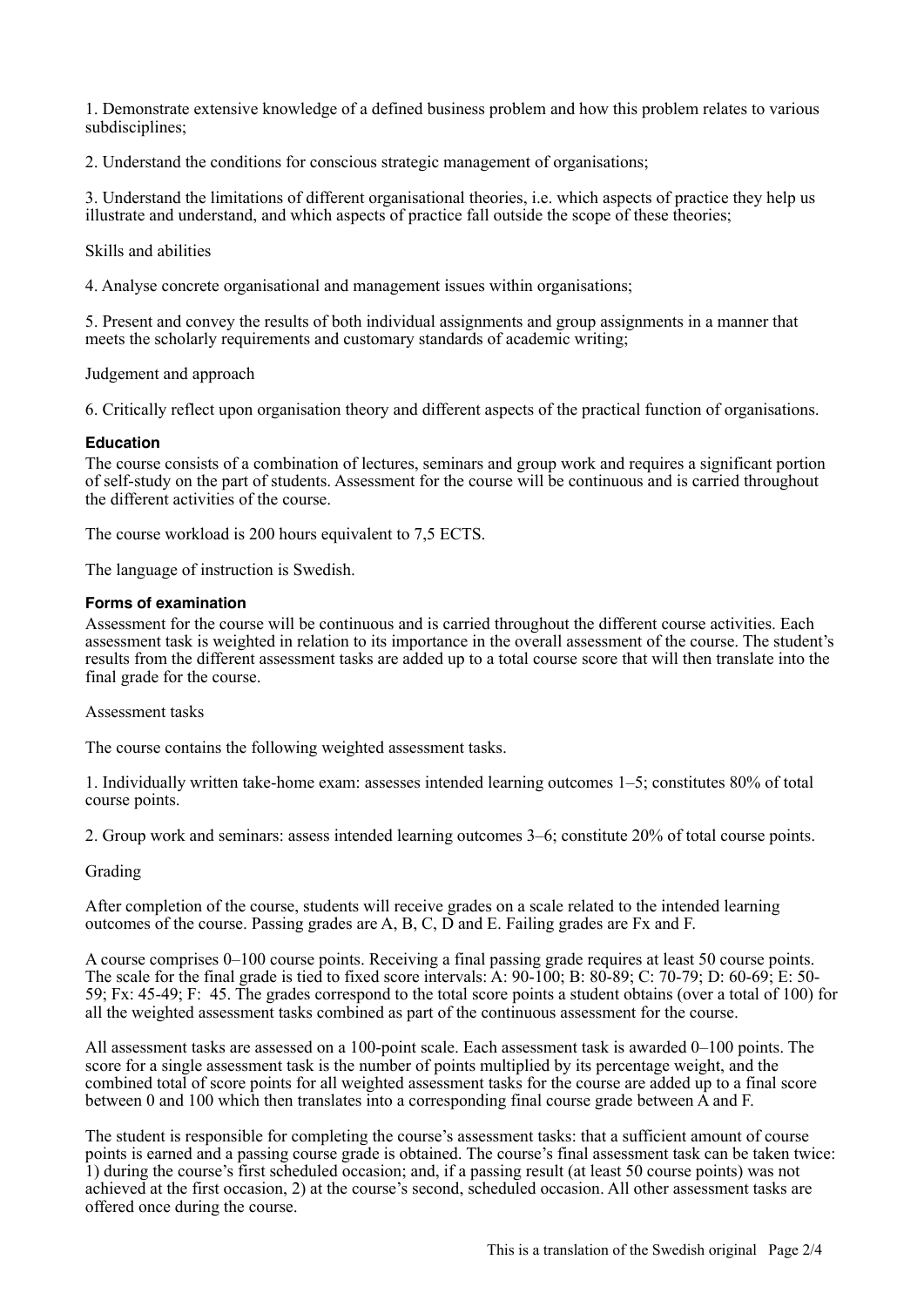1. Demonstrate extensive knowledge of a defined business problem and how this problem relates to various subdisciplines;

2. Understand the conditions for conscious strategic management of organisations;

3. Understand the limitations of different organisational theories, i.e. which aspects of practice they help us illustrate and understand, and which aspects of practice fall outside the scope of these theories;

Skills and abilities

4. Analyse concrete organisational and management issues within organisations;

5. Present and convey the results of both individual assignments and group assignments in a manner that meets the scholarly requirements and customary standards of academic writing;

Judgement and approach

6. Critically reflect upon organisation theory and different aspects of the practical function of organisations.

### Education

The course consists of a combination of lectures, seminars and group work and requires a significant portion of self-study on the part of students. Assessment for the course will be continuous and is carried throughout the different activities of the course.

The course workload is 200 hours equivalent to 7,5 ECTS.

The language of instruction is Swedish.

### Forms of examination

Assessment for the course will be continuous and is carried throughout the different course activities. Each assessment task is weighted in relation to its importance in the overall assessment of the course. The student's results from the different assessment tasks are added up to a total course score that will then translate into the final grade for the course.

Assessment tasks

The course contains the following weighted assessment tasks.

1. Individually written take-home exam: assesses intended learning outcomes 1–5; constitutes 80% of total course points.

2. Group work and seminars: assess intended learning outcomes 3–6; constitute 20% of total course points.

Grading

After completion of the course, students will receive grades on a scale related to the intended learning outcomes of the course. Passing grades are A, B, C, D and E. Failing grades are Fx and F.

A course comprises 0–100 course points. Receiving a final passing grade requires at least 50 course points. The scale for the final grade is tied to fixed score intervals: A: 90-100; B: 80-89; C: 70-79; D: 60-69; E: 50-59; Fx: 45-49; F: 45. The grades correspond to the total score points a student obtains (over a total of 100) for all the weighted assessment tasks combined as part of the continuous assessment for the course.

All assessment tasks are assessed on a 100-point scale. Each assessment task is awarded 0–100 points. The score for a single assessment task is the number of points multiplied by its percentage weight, and the combined total of score points for all weighted assessment tasks for the course are added up to a final score between 0 and 100 which then translates into a corresponding final course grade between A and F.

The student is responsible for completing the course's assessment tasks: that a sufficient amount of course points is earned and a passing course grade is obtained. The course's final assessment task can be taken twice: 1) during the course's first scheduled occasion; and, if a passing result (at least 50 course points) was not achieved at the first occasion, 2) at the course's second, scheduled occasion. All other assessment tasks are offered once during the course.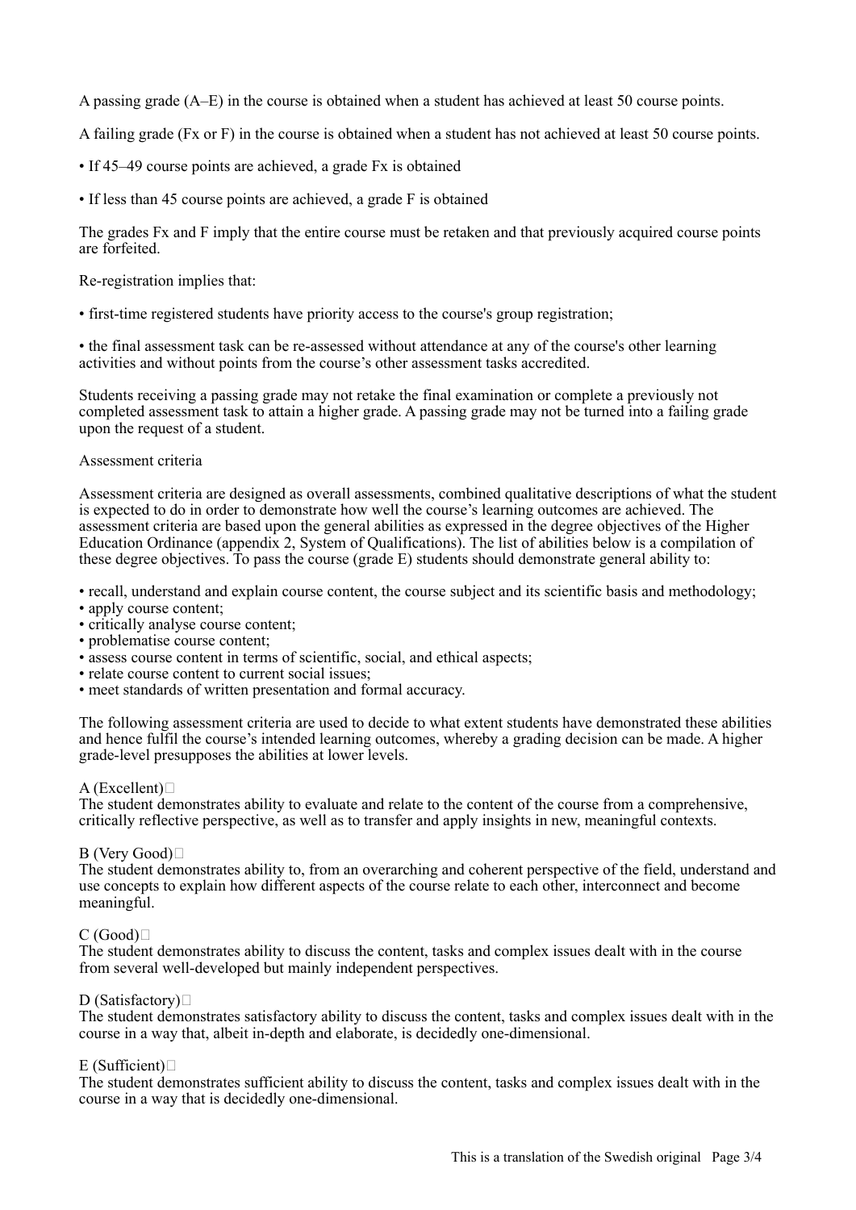A passing grade (A–E) in the course is obtained when a student has achieved at least 50 course points.

A failing grade (Fx or F) in the course is obtained when a student has not achieved at least 50 course points.

- If 45–49 course points are achieved, a grade Fx is obtained
- If less than 45 course points are achieved, a grade F is obtained

The grades Fx and F imply that the entire course must be retaken and that previously acquired course points are forfeited.

Re-registration implies that:

- first-time registered students have priority access to the course's group registration;
- the final assessment task can be re-assessed without attendance at any of the course's other learning activities and without points from the course's other assessment tasks accredited.

Students receiving a passing grade may not retake the final examination or complete a previously not completed assessment task to attain a higher grade. A passing grade may not be turned into a failing grade upon the request of a student.

## Assessment criteria

Assessment criteria are designed as overall assessments, combined qualitative descriptions of what the student is expected to do in order to demonstrate how well the course's learning outcomes are achieved. The assessment criteria are based upon the general abilities as expressed in the degree objectives of the Higher Education Ordinance (appendix 2, System of Qualifications). The list of abilities below is a compilation of these degree objectives. To pass the course (grade E) students should demonstrate general ability to:

- recall, understand and explain course content, the course subject and its scientific basis and methodology;
- apply course content;
- critically analyse course content;
- problematise course content;
- assess course content in terms of scientific, social, and ethical aspects;
- relate course content to current social issues;
- meet standards of written presentation and formal accuracy.

The following assessment criteria are used to decide to what extent students have demonstrated these abilities and hence fulfil the course's intended learning outcomes, whereby a grading decision can be made. A higher grade-level presupposes the abilities at lower levels.

**A (Excellent)**
The student demonstrates ability to evaluate and relate to the content of the course from a comprehensive, critically reflective perspective, as well as to transfer and apply insights in new, meaningful contexts.

**B (Very Good)**
The student demonstrates ability to, from an overarching and coherent perspective of the field, understand and use concepts to explain how different aspects of the course relate to each other, interconnect and become meaningful.

**C (Good)**
The student demonstrates ability to discuss the content, tasks and complex issues dealt with in the course from several well-developed but mainly independent perspectives.

**D (Satisfactory)**
The student demonstrates satisfactory ability to discuss the content, tasks and complex issues dealt with in the course in a way that, albeit in-depth and elaborate, is decidedly one-dimensional.

**E (Sufficient)**
The student demonstrates sufficient ability to discuss the content, tasks and complex issues dealt with in the course in a way that is decidedly one-dimensional.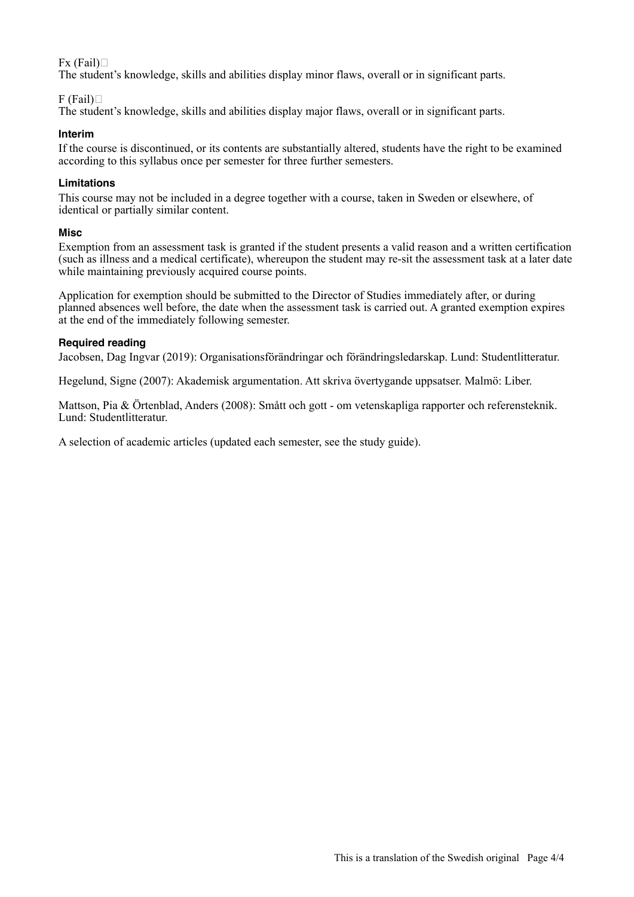Fx (Fail)
The student's knowledge, skills and abilities display minor flaws, overall or in significant parts.

F (Fail)
The student's knowledge, skills and abilities display major flaws, overall or in significant parts.

### Interim

If the course is discontinued, or its contents are substantially altered, students have the right to be examined according to this syllabus once per semester for three further semesters.

### Limitations

This course may not be included in a degree together with a course, taken in Sweden or elsewhere, of identical or partially similar content.

### Misc

Exemption from an assessment task is granted if the student presents a valid reason and a written certification (such as illness and a medical certificate), whereupon the student may re-sit the assessment task at a later date while maintaining previously acquired course points.

Application for exemption should be submitted to the Director of Studies immediately after, or during planned absences well before, the date when the assessment task is carried out. A granted exemption expires at the end of the immediately following semester.

### Required reading

Jacobsen, Dag Ingvar (2019): Organisationsförändringar och förändringsledarskap. Lund: Studentlitteratur.

Hegelund, Signe (2007): Akademisk argumentation. Att skriva övertygande uppsatser. Malmö: Liber.

Mattson, Pia & Örtenblad, Anders (2008): Smått och gott - om vetenskapliga rapporter och referensteknik. Lund: Studentlitteratur.

A selection of academic articles (updated each semester, see the study guide).

This is a translation of the Swedish original